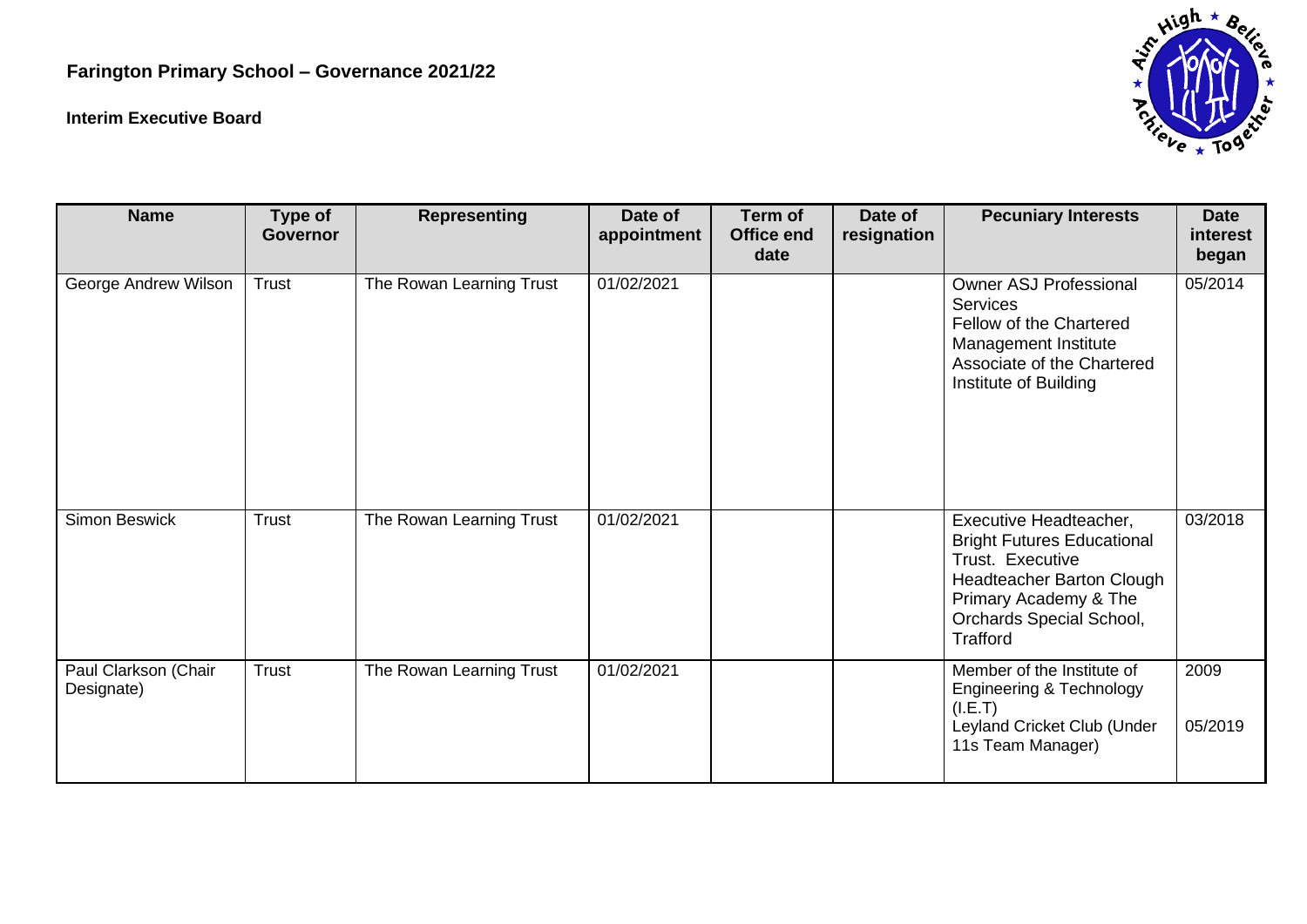# Farington Primary School – Governance 2021/22

## Interim Executive Board

| Name | Type of Governor | Representing | Date of appointment | Term of Office end date | Date of resignation | Pecuniary Interests | Date interest began |
|---|---|---|---|---|---|---|---|
| George Andrew Wilson | Trust | The Rowan Learning Trust | 01/02/2021 | | | Owner ASJ Professional Services<br>Fellow of the Chartered Management Institute<br>Associate of the Chartered Institute of Building | 05/2014 |
| Simon Beswick | Trust | The Rowan Learning Trust | 01/02/2021 | | | Executive Headteacher, Bright Futures Educational Trust. Executive Headteacher Barton Clough Primary Academy & The Orchards Special School, Trafford | 03/2018 |
| Paul Clarkson (Chair Designate) | Trust | The Rowan Learning Trust | 01/02/2021 | | | Member of the Institute of Engineering & Technology (I.E.T)<br>Leyland Cricket Club (Under 11s Team Manager) | 2009<br>05/2019 |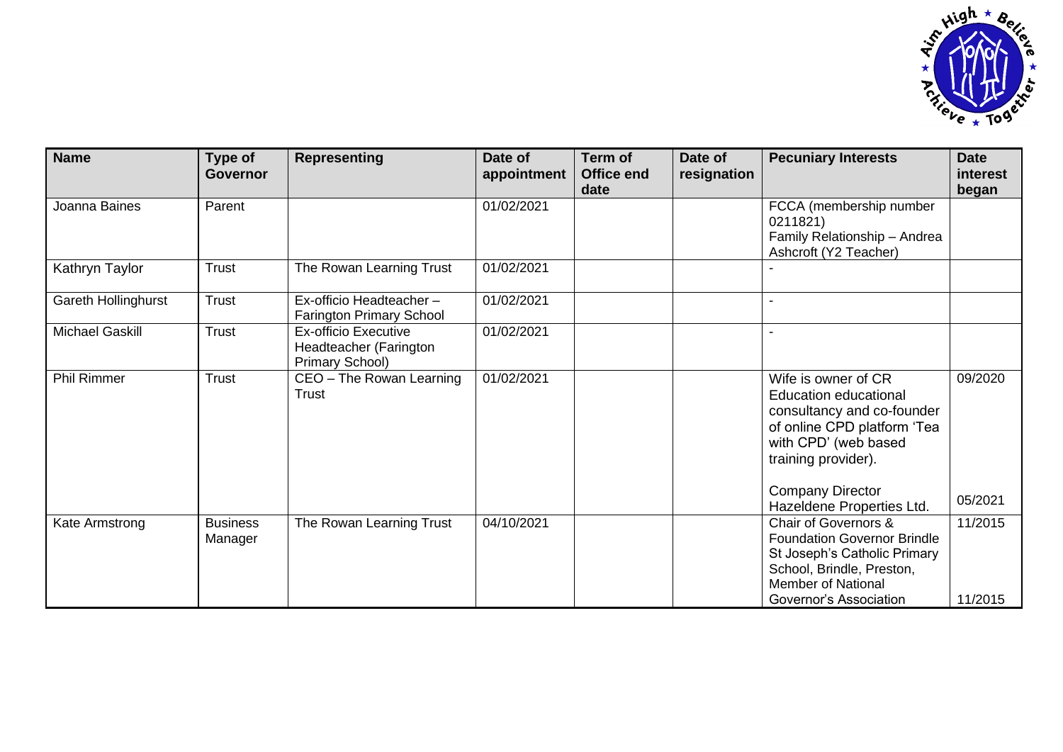| Name | Type of Governor | Representing | Date of appointment | Term of Office end date | Date of resignation | Pecuniary Interests | Date interest began |
|---|---|---|---|---|---|---|---|
| Joanna Baines | Parent | | 01/02/2021 | | | FCCA (membership number 0211821)<br>Family Relationship – Andrea Ashcroft (Y2 Teacher) | |
| Kathryn Taylor | Trust | The Rowan Learning Trust | 01/02/2021 | | | - | |
| Gareth Hollinghurst | Trust | Ex-officio Headteacher – Farington Primary School | 01/02/2021 | | | - | |
| Michael Gaskill | Trust | Ex-officio Executive Headteacher (Farington Primary School) | 01/02/2021 | | | - | |
| Phil Rimmer | Trust | CEO – The Rowan Learning Trust | 01/02/2021 | | | Wife is owner of CR Education educational consultancy and co-founder of online CPD platform 'Tea with CPD' (web based training provider).<br><br>Company Director Hazeldene Properties Ltd. | 09/2020<br><br>05/2021 |
| Kate Armstrong | Business Manager | The Rowan Learning Trust | 04/10/2021 | | | Chair of Governors & Foundation Governor Brindle St Joseph's Catholic Primary School, Brindle, Preston,<br>Member of National Governor's Association | 11/2015<br><br>11/2015 |